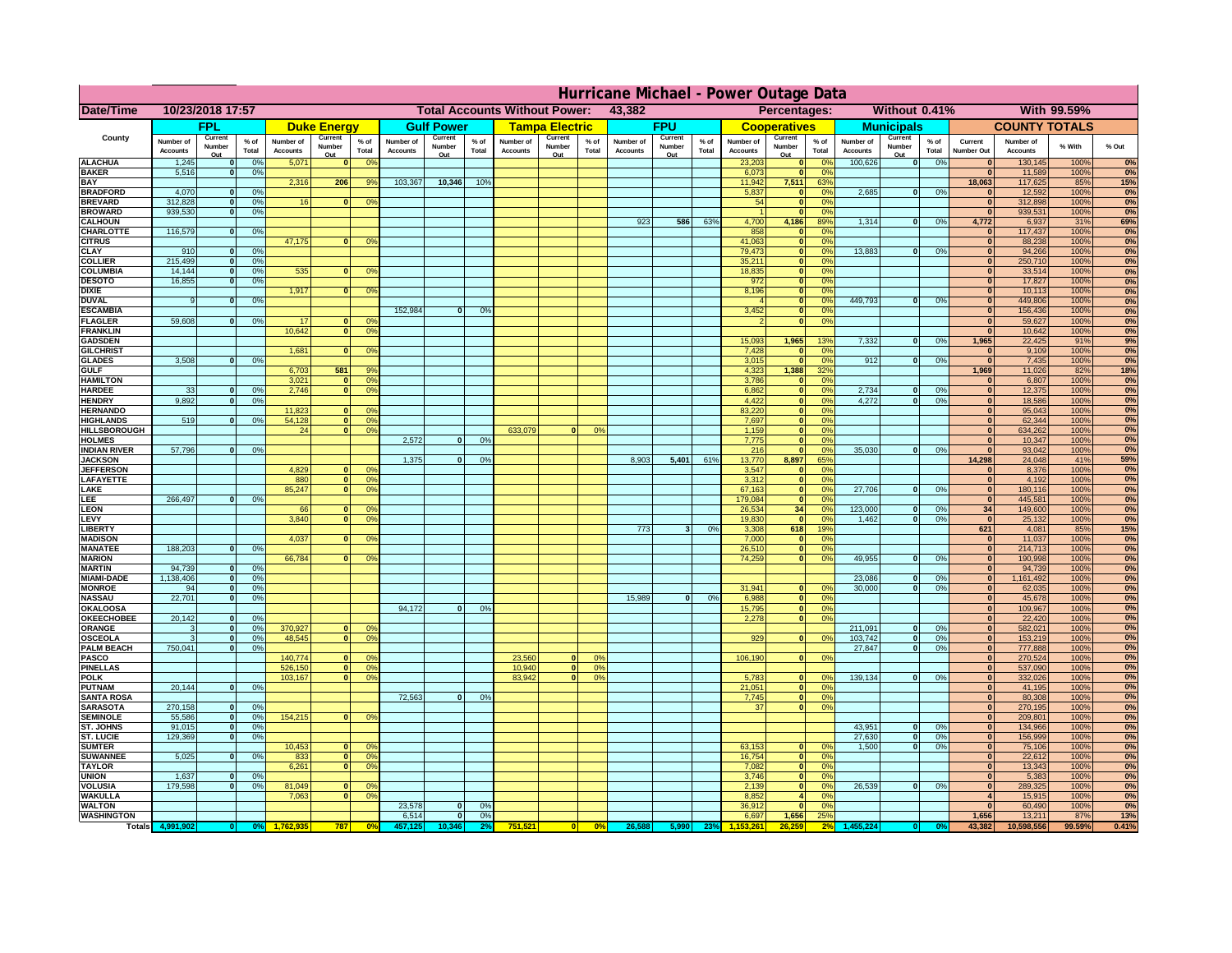# Hurricane Michael - Power Outage Data

| Date/Time | 10/23/2018 17:57 | | | Total Accounts Without Power: | | | 43,382 | | | | | | | Percentages: | | | Without 0.41% | | | | With 99.59% | | |
|---|---|---|---|---|---|---|---|---|---|---|---|---|---|---|---|---|---|---|---|---|---|---|---|
| County | FPL | | | Duke Energy | | | Gulf Power | | | Tampa Electric | | | FPU | | | Cooperatives | | | Municipals | | | COUNTY TOTALS | | | |
| | Number of Accounts | Current Number Out | % of Total | Number of Accounts | Current Number Out | % of Total | Number of Accounts | Current Number Out | % of Total | Number of Accounts | Current Number Out | % of Total | Number of Accounts | Current Number Out | % of Total | Number of Accounts | Current Number Out | % of Total | Number of Accounts | Current Number Out | % of Total | Current Number Out | Number of Accounts | % With | % Out |
| ALACHUA | 1,245 | 0 | 0% | 5,071 | 0 | 0% | | | | | | | | | | 23,203 | 0 | 0% | 100,626 | 0 | 0% | 0 | 130,145 | 100% | 0% |
| BAKER | 5,516 | 0 | 0% | | | | | | | | | | | | | 6,073 | 0 | 0% | | | | 0 | 11,589 | 100% | 0% |
| BAY | | | | 2,316 | 206 | 9% | 103,367 | 10,346 | 10% | | | | | | | 11,942 | 7,511 | 63% | | | | 18,063 | 117,625 | 85% | 15% |
| BRADFORD | 4,070 | 0 | 0% | | | | | | | | | | | | | 5,837 | 0 | 0% | 2,685 | 0 | 0% | 0 | 12,592 | 100% | 0% |
| BREVARD | 312,828 | 0 | 0% | 16 | 0 | 0% | | | | | | | | | | 54 | 0 | 0% | | | | 0 | 312,898 | 100% | 0% |
| BROWARD | 939,530 | 0 | 0% | | | | | | | | | | | | | 1 | 0 | 0% | | | | 0 | 939,531 | 100% | 0% |
| CALHOUN | | | | | | | | | | | | | 923 | 586 | 63% | 4,700 | 4,186 | 89% | 1,314 | 0 | 0% | 4,772 | 6,937 | 31% | 69% |
| CHARLOTTE | 116,579 | 0 | 0% | | | | | | | | | | | | | 858 | 0 | 0% | | | | 0 | 117,437 | 100% | 0% |
| CITRUS | | | | 47,175 | 0 | 0% | | | | | | | | | | 41,063 | 0 | 0% | | | | 0 | 88,238 | 100% | 0% |
| CLAY | 910 | 0 | 0% | | | | | | | | | | | | | 79,473 | 0 | 0% | 13,883 | 0 | 0% | 0 | 94,266 | 100% | 0% |
| COLLIER | 215,499 | 0 | 0% | | | | | | | | | | | | | 35,211 | 0 | 0% | | | | 0 | 250,710 | 100% | 0% |
| COLUMBIA | 14,144 | 0 | 0% | 535 | 0 | 0% | | | | | | | | | | 18,835 | 0 | 0% | | | | 0 | 33,514 | 100% | 0% |
| DESOTO | 16,855 | 0 | 0% | | | | | | | | | | | | | 972 | 0 | 0% | | | | 0 | 17,827 | 100% | 0% |
| DIXIE | | | | 1,917 | 0 | 0% | | | | | | | | | | 8,196 | 0 | 0% | | | | 0 | 10,113 | 100% | 0% |
| DUVAL | 9 | 0 | 0% | | | | | | | | | | | | | 4 | 0 | 0% | 449,793 | 0 | 0% | 0 | 449,806 | 100% | 0% |
| ESCAMBIA | | | | | | | 152,984 | 0 | 0% | | | | | | | 3,452 | 0 | 0% | | | | 0 | 156,436 | 100% | 0% |
| FLAGLER | 59,608 | 0 | 0% | 17 | 0 | 0% | | | | | | | | | | 2 | 0 | 0% | | | | 0 | 59,627 | 100% | 0% |
| FRANKLIN | | | | 10,642 | 0 | 0% | | | | | | | | | | | | | | | | 0 | 10,642 | 100% | 0% |
| GADSDEN | | | | | | | | | | | | | | | | 15,093 | 1,965 | 13% | 7,332 | 0 | 0% | 1,965 | 22,425 | 91% | 9% |
| GILCHRIST | | | | 1,681 | 0 | 0% | | | | | | | | | | 7,428 | 0 | 0% | | | | 0 | 9,109 | 100% | 0% |
| GLADES | 3,508 | 0 | 0% | | | | | | | | | | | | | 3,015 | 0 | 0% | 912 | 0 | 0% | 0 | 7,435 | 100% | 0% |
| GULF | | | | 6,703 | 581 | 9% | | | | | | | | | | 4,323 | 1,388 | 32% | | | | 1,969 | 11,026 | 82% | 18% |
| HAMILTON | | | | 3,021 | 0 | 0% | | | | | | | | | | 3,786 | 0 | 0% | | | | 0 | 6,807 | 100% | 0% |
| HARDEE | 33 | 0 | 0% | 2,746 | 0 | 0% | | | | | | | | | | 6,862 | 0 | 0% | 2,734 | 0 | 0% | 0 | 12,375 | 100% | 0% |
| HENDRY | 9,892 | 0 | 0% | | | | | | | | | | | | | 4,422 | 0 | 0% | 4,272 | 0 | 0% | 0 | 18,586 | 100% | 0% |
| HERNANDO | | | | 11,823 | 0 | 0% | | | | | | | | | | 83,220 | 0 | 0% | | | | 0 | 95,043 | 100% | 0% |
| HIGHLANDS | 519 | 0 | 0% | 54,128 | 0 | 0% | | | | | | | | | | 7,697 | 0 | 0% | | | | 0 | 62,344 | 100% | 0% |
| HILLSBOROUGH | | | | 24 | 0 | 0% | | | | 633,079 | 0 | 0% | | | | 1,159 | 0 | 0% | | | | 0 | 634,262 | 100% | 0% |
| HOLMES | | | | | | | 2,572 | 0 | 0% | | | | | | | 7,775 | 0 | 0% | | | | 0 | 10,347 | 100% | 0% |
| INDIAN RIVER | 57,796 | 0 | 0% | | | | | | | | | | | | | 216 | 0 | 0% | 35,030 | 0 | 0% | 0 | 93,042 | 100% | 0% |
| JACKSON | | | | | | | 1,375 | 0 | 0% | | | | 8,903 | 5,401 | 61% | 13,770 | 8,897 | 65% | | | | 14,298 | 24,048 | 41% | 59% |
| JEFFERSON | | | | 4,829 | 0 | 0% | | | | | | | | | | 3,547 | 0 | 0% | | | | 0 | 8,376 | 100% | 0% |
| LAFAYETTE | | | | 880 | 0 | 0% | | | | | | | | | | 3,312 | 0 | 0% | | | | 0 | 4,192 | 100% | 0% |
| LAKE | | | | 85,247 | 0 | 0% | | | | | | | | | | 67,163 | 0 | 0% | 27,706 | 0 | 0% | 0 | 180,116 | 100% | 0% |
| LEE | 266,497 | 0 | 0% | | | | | | | | | | | | | 179,084 | 0 | 0% | | | | 0 | 445,581 | 100% | 0% |
| LEON | | | | 66 | 0 | 0% | | | | | | | | | | 26,534 | 34 | 0% | 123,000 | 0 | 0% | 34 | 149,600 | 100% | 0% |
| LEVY | | | | 3,840 | 0 | 0% | | | | | | | | | | 19,830 | 0 | 0% | 1,462 | 0 | 0% | 0 | 25,132 | 100% | 0% |
| LIBERTY | | | | | | | | | | | | | 773 | 3 | 0% | 3,308 | 618 | 19% | | | | 621 | 4,081 | 85% | 15% |
| MADISON | | | | 4,037 | 0 | 0% | | | | | | | | | | 7,000 | 0 | 0% | | | | 0 | 11,037 | 100% | 0% |
| MANATEE | 188,203 | 0 | 0% | | | | | | | | | | | | | 26,510 | 0 | 0% | | | | 0 | 214,713 | 100% | 0% |
| MARION | | | | 66,784 | 0 | 0% | | | | | | | | | | 74,259 | 0 | 0% | 49,955 | 0 | 0% | 0 | 190,998 | 100% | 0% |
| MARTIN | 94,739 | 0 | 0% | | | | | | | | | | | | | | | | | | | 0 | 94,739 | 100% | 0% |
| MIAMI-DADE | 1,138,406 | 0 | 0% | | | | | | | | | | | | | | | | 23,086 | 0 | 0% | 0 | 1,161,492 | 100% | 0% |
| MONROE | 94 | 0 | 0% | | | | | | | | | | | | | 31,941 | 0 | 0% | 30,000 | 0 | 0% | 0 | 62,035 | 100% | 0% |
| NASSAU | 22,701 | 0 | 0% | | | | | | | | | | 15,989 | 0 | 0% | 6,988 | 0 | 0% | | | | 0 | 45,678 | 100% | 0% |
| OKALOOSA | | | | | | | 94,172 | 0 | 0% | | | | | | | 15,795 | 0 | 0% | | | | 0 | 109,967 | 100% | 0% |
| OKEECHOBEE | 20,142 | 0 | 0% | | | | | | | | | | | | | 2,278 | 0 | 0% | | | | 0 | 22,420 | 100% | 0% |
| ORANGE | 3 | 0 | 0% | 370,927 | 0 | 0% | | | | | | | | | | | | | 211,091 | 0 | 0% | 0 | 582,021 | 100% | 0% |
| OSCEOLA | 3 | 0 | 0% | 48,545 | 0 | 0% | | | | | | | | | | 929 | 0 | 0% | 103,742 | 0 | 0% | 0 | 153,219 | 100% | 0% |
| PALM BEACH | 750,041 | 0 | 0% | | | | | | | | | | | | | | | | 27,847 | 0 | 0% | 0 | 777,888 | 100% | 0% |
| PASCO | | | | 140,774 | 0 | 0% | | | | 23,560 | 0 | 0% | | | | 106,190 | 0 | 0% | | | | 0 | 270,524 | 100% | 0% |
| PINELLAS | | | | 526,150 | 0 | 0% | | | | 10,940 | 0 | 0% | | | | | | | | | | 0 | 537,090 | 100% | 0% |
| POLK | | | | 103,167 | 0 | 0% | | | | 83,942 | 0 | 0% | | | | 5,783 | 0 | 0% | 139,134 | 0 | 0% | 0 | 332,026 | 100% | 0% |
| PUTNAM | 20,144 | 0 | 0% | | | | | | | | | | | | | 21,051 | 0 | 0% | | | | 0 | 41,195 | 100% | 0% |
| SANTA ROSA | | | | | | | 72,563 | 0 | 0% | | | | | | | 7,745 | 0 | 0% | | | | 0 | 80,308 | 100% | 0% |
| SARASOTA | 270,158 | 0 | 0% | | | | | | | | | | | | | 37 | 0 | 0% | | | | 0 | 270,195 | 100% | 0% |
| SEMINOLE | 55,586 | 0 | 0% | 154,215 | 0 | 0% | | | | | | | | | | | | | | | | 0 | 209,801 | 100% | 0% |
| ST. JOHNS | 91,015 | 0 | 0% | | | | | | | | | | | | | | | | 43,951 | 0 | 0% | 0 | 134,966 | 100% | 0% |
| ST. LUCIE | 129,369 | 0 | 0% | | | | | | | | | | | | | | | | 27,630 | 0 | 0% | 0 | 156,999 | 100% | 0% |
| SUMTER | | | | 10,453 | 0 | 0% | | | | | | | | | | 63,153 | 0 | 0% | 1,500 | 0 | 0% | 0 | 75,106 | 100% | 0% |
| SUWANNEE | 5,025 | 0 | 0% | 833 | 0 | 0% | | | | | | | | | | 16,754 | 0 | 0% | | | | 0 | 22,612 | 100% | 0% |
| TAYLOR | | | | 6,261 | 0 | 0% | | | | | | | | | | 7,082 | 0 | 0% | | | | 0 | 13,343 | 100% | 0% |
| UNION | 1,637 | 0 | 0% | | | | | | | | | | | | | 3,746 | 0 | 0% | | | | 0 | 5,383 | 100% | 0% |
| VOLUSIA | 179,598 | 0 | 0% | 81,049 | 0 | 0% | | | | | | | | | | 2,139 | 0 | 0% | 26,539 | 0 | 0% | 0 | 289,325 | 100% | 0% |
| WAKULLA | | | | 7,063 | 0 | 0% | | | | | | | | | | 8,852 | 4 | 0% | | | | 4 | 15,915 | 100% | 0% |
| WALTON | | | | | | | 23,578 | 0 | 0% | | | | | | | 36,912 | 0 | 0% | | | | 0 | 60,490 | 100% | 0% |
| WASHINGTON | | | | | | | 6,514 | 0 | 0% | | | | | | | 6,697 | 1,656 | 25% | | | | 1,656 | 13,211 | 87% | 13% |
| Totals | 4,991,902 | 0 | 0% | 1,762,935 | 787 | 0% | 457,125 | 10,346 | 2% | 751,521 | 0 | 0% | 26,588 | 5,990 | 23% | 1,153,261 | 26,259 | 2% | 1,455,224 | 0 | 0% | 43,382 | 10,598,556 | 99.59% | 0.41% |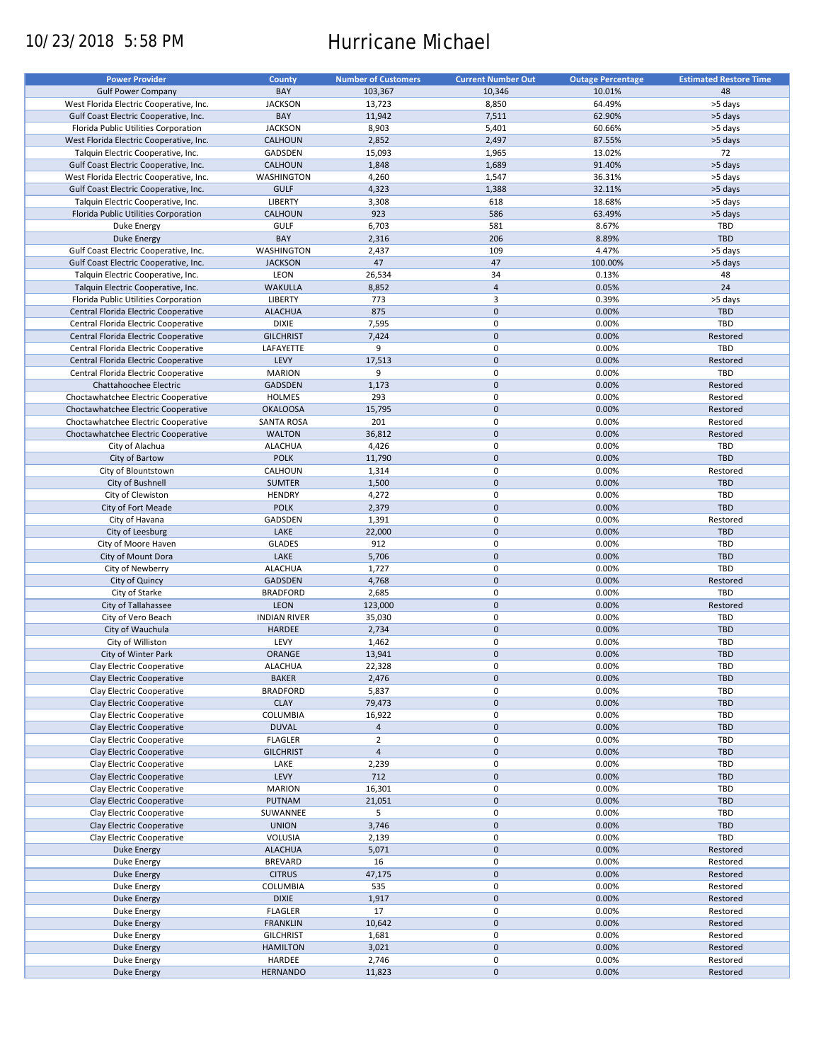10/23/2018 5:58 PM

# Hurricane Michael

| Power Provider | County | Number of Customers | Current Number Out | Outage Percentage | Estimated Restore Time |
|---|---|---|---|---|---|
| Gulf Power Company | BAY | 103,367 | 10,346 | 10.01% | 48 |
| West Florida Electric Cooperative, Inc. | JACKSON | 13,723 | 8,850 | 64.49% | >5 days |
| Gulf Coast Electric Cooperative, Inc. | BAY | 11,942 | 7,511 | 62.90% | >5 days |
| Florida Public Utilities Corporation | JACKSON | 8,903 | 5,401 | 60.66% | >5 days |
| West Florida Electric Cooperative, Inc. | CALHOUN | 2,852 | 2,497 | 87.55% | >5 days |
| Talquin Electric Cooperative, Inc. | GADSDEN | 15,093 | 1,965 | 13.02% | 72 |
| Gulf Coast Electric Cooperative, Inc. | CALHOUN | 1,848 | 1,689 | 91.40% | >5 days |
| West Florida Electric Cooperative, Inc. | WASHINGTON | 4,260 | 1,547 | 36.31% | >5 days |
| Gulf Coast Electric Cooperative, Inc. | GULF | 4,323 | 1,388 | 32.11% | >5 days |
| Talquin Electric Cooperative, Inc. | LIBERTY | 3,308 | 618 | 18.68% | >5 days |
| Florida Public Utilities Corporation | CALHOUN | 923 | 586 | 63.49% | >5 days |
| Duke Energy | GULF | 6,703 | 581 | 8.67% | TBD |
| Duke Energy | BAY | 2,316 | 206 | 8.89% | TBD |
| Gulf Coast Electric Cooperative, Inc. | WASHINGTON | 2,437 | 109 | 4.47% | >5 days |
| Gulf Coast Electric Cooperative, Inc. | JACKSON | 47 | 47 | 100.00% | >5 days |
| Talquin Electric Cooperative, Inc. | LEON | 26,534 | 34 | 0.13% | 48 |
| Talquin Electric Cooperative, Inc. | WAKULLA | 8,852 | 4 | 0.05% | 24 |
| Florida Public Utilities Corporation | LIBERTY | 773 | 3 | 0.39% | >5 days |
| Central Florida Electric Cooperative | ALACHUA | 875 | 0 | 0.00% | TBD |
| Central Florida Electric Cooperative | DIXIE | 7,595 | 0 | 0.00% | TBD |
| Central Florida Electric Cooperative | GILCHRIST | 7,424 | 0 | 0.00% | Restored |
| Central Florida Electric Cooperative | LAFAYETTE | 9 | 0 | 0.00% | TBD |
| Central Florida Electric Cooperative | LEVY | 17,513 | 0 | 0.00% | Restored |
| Central Florida Electric Cooperative | MARION | 9 | 0 | 0.00% | TBD |
| Chattahoochee Electric | GADSDEN | 1,173 | 0 | 0.00% | Restored |
| Choctawhatchee Electric Cooperative | HOLMES | 293 | 0 | 0.00% | Restored |
| Choctawhatchee Electric Cooperative | OKALOOSA | 15,795 | 0 | 0.00% | Restored |
| Choctawhatchee Electric Cooperative | SANTA ROSA | 201 | 0 | 0.00% | Restored |
| Choctawhatchee Electric Cooperative | WALTON | 36,812 | 0 | 0.00% | Restored |
| City of Alachua | ALACHUA | 4,426 | 0 | 0.00% | TBD |
| City of Bartow | POLK | 11,790 | 0 | 0.00% | TBD |
| City of Blountstown | CALHOUN | 1,314 | 0 | 0.00% | Restored |
| City of Bushnell | SUMTER | 1,500 | 0 | 0.00% | TBD |
| City of Clewiston | HENDRY | 4,272 | 0 | 0.00% | TBD |
| City of Fort Meade | POLK | 2,379 | 0 | 0.00% | TBD |
| City of Havana | GADSDEN | 1,391 | 0 | 0.00% | Restored |
| City of Leesburg | LAKE | 22,000 | 0 | 0.00% | TBD |
| City of Moore Haven | GLADES | 912 | 0 | 0.00% | TBD |
| City of Mount Dora | LAKE | 5,706 | 0 | 0.00% | TBD |
| City of Newberry | ALACHUA | 1,727 | 0 | 0.00% | TBD |
| City of Quincy | GADSDEN | 4,768 | 0 | 0.00% | Restored |
| City of Starke | BRADFORD | 2,685 | 0 | 0.00% | TBD |
| City of Tallahassee | LEON | 123,000 | 0 | 0.00% | Restored |
| City of Vero Beach | INDIAN RIVER | 35,030 | 0 | 0.00% | TBD |
| City of Wauchula | HARDEE | 2,734 | 0 | 0.00% | TBD |
| City of Williston | LEVY | 1,462 | 0 | 0.00% | TBD |
| City of Winter Park | ORANGE | 13,941 | 0 | 0.00% | TBD |
| Clay Electric Cooperative | ALACHUA | 22,328 | 0 | 0.00% | TBD |
| Clay Electric Cooperative | BAKER | 2,476 | 0 | 0.00% | TBD |
| Clay Electric Cooperative | BRADFORD | 5,837 | 0 | 0.00% | TBD |
| Clay Electric Cooperative | CLAY | 79,473 | 0 | 0.00% | TBD |
| Clay Electric Cooperative | COLUMBIA | 16,922 | 0 | 0.00% | TBD |
| Clay Electric Cooperative | DUVAL | 4 | 0 | 0.00% | TBD |
| Clay Electric Cooperative | FLAGLER | 2 | 0 | 0.00% | TBD |
| Clay Electric Cooperative | GILCHRIST | 4 | 0 | 0.00% | TBD |
| Clay Electric Cooperative | LAKE | 2,239 | 0 | 0.00% | TBD |
| Clay Electric Cooperative | LEVY | 712 | 0 | 0.00% | TBD |
| Clay Electric Cooperative | MARION | 16,301 | 0 | 0.00% | TBD |
| Clay Electric Cooperative | PUTNAM | 21,051 | 0 | 0.00% | TBD |
| Clay Electric Cooperative | SUWANNEE | 5 | 0 | 0.00% | TBD |
| Clay Electric Cooperative | UNION | 3,746 | 0 | 0.00% | TBD |
| Clay Electric Cooperative | VOLUSIA | 2,139 | 0 | 0.00% | TBD |
| Duke Energy | ALACHUA | 5,071 | 0 | 0.00% | Restored |
| Duke Energy | BREVARD | 16 | 0 | 0.00% | Restored |
| Duke Energy | CITRUS | 47,175 | 0 | 0.00% | Restored |
| Duke Energy | COLUMBIA | 535 | 0 | 0.00% | Restored |
| Duke Energy | DIXIE | 1,917 | 0 | 0.00% | Restored |
| Duke Energy | FLAGLER | 17 | 0 | 0.00% | Restored |
| Duke Energy | FRANKLIN | 10,642 | 0 | 0.00% | Restored |
| Duke Energy | GILCHRIST | 1,681 | 0 | 0.00% | Restored |
| Duke Energy | HAMILTON | 3,021 | 0 | 0.00% | Restored |
| Duke Energy | HARDEE | 2,746 | 0 | 0.00% | Restored |
| Duke Energy | HERNANDO | 11,823 | 0 | 0.00% | Restored |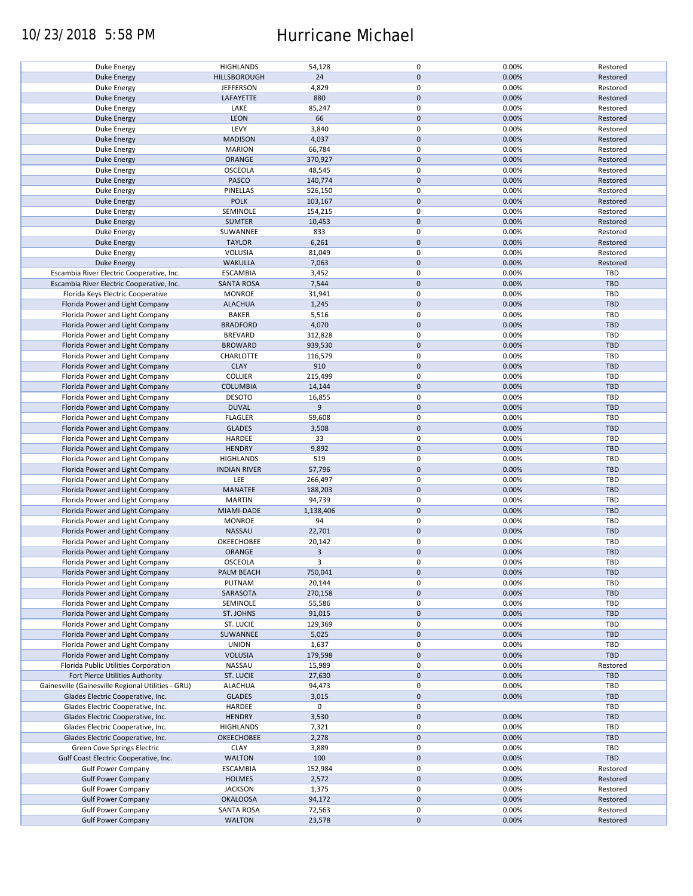| | | | | | |
|---|---|---|---|---|---|
| Duke Energy | HIGHLANDS | 54,128 | 0 | 0.00% | Restored |
| Duke Energy | HILLSBOROUGH | 24 | 0 | 0.00% | Restored |
| Duke Energy | JEFFERSON | 4,829 | 0 | 0.00% | Restored |
| Duke Energy | LAFAYETTE | 880 | 0 | 0.00% | Restored |
| Duke Energy | LAKE | 85,247 | 0 | 0.00% | Restored |
| Duke Energy | LEON | 66 | 0 | 0.00% | Restored |
| Duke Energy | LEVY | 3,840 | 0 | 0.00% | Restored |
| Duke Energy | MADISON | 4,037 | 0 | 0.00% | Restored |
| Duke Energy | MARION | 66,784 | 0 | 0.00% | Restored |
| Duke Energy | ORANGE | 370,927 | 0 | 0.00% | Restored |
| Duke Energy | OSCEOLA | 48,545 | 0 | 0.00% | Restored |
| Duke Energy | PASCO | 140,774 | 0 | 0.00% | Restored |
| Duke Energy | PINELLAS | 526,150 | 0 | 0.00% | Restored |
| Duke Energy | POLK | 103,167 | 0 | 0.00% | Restored |
| Duke Energy | SEMINOLE | 154,215 | 0 | 0.00% | Restored |
| Duke Energy | SUMTER | 10,453 | 0 | 0.00% | Restored |
| Duke Energy | SUWANNEE | 833 | 0 | 0.00% | Restored |
| Duke Energy | TAYLOR | 6,261 | 0 | 0.00% | Restored |
| Duke Energy | VOLUSIA | 81,049 | 0 | 0.00% | Restored |
| Duke Energy | WAKULLA | 7,063 | 0 | 0.00% | Restored |
| Escambia River Electric Cooperative, Inc. | ESCAMBIA | 3,452 | 0 | 0.00% | TBD |
| Escambia River Electric Cooperative, Inc. | SANTA ROSA | 7,544 | 0 | 0.00% | TBD |
| Florida Keys Electric Cooperative | MONROE | 31,941 | 0 | 0.00% | TBD |
| Florida Power and Light Company | ALACHUA | 1,245 | 0 | 0.00% | TBD |
| Florida Power and Light Company | BAKER | 5,516 | 0 | 0.00% | TBD |
| Florida Power and Light Company | BRADFORD | 4,070 | 0 | 0.00% | TBD |
| Florida Power and Light Company | BREVARD | 312,828 | 0 | 0.00% | TBD |
| Florida Power and Light Company | BROWARD | 939,530 | 0 | 0.00% | TBD |
| Florida Power and Light Company | CHARLOTTE | 116,579 | 0 | 0.00% | TBD |
| Florida Power and Light Company | CLAY | 910 | 0 | 0.00% | TBD |
| Florida Power and Light Company | COLLIER | 215,499 | 0 | 0.00% | TBD |
| Florida Power and Light Company | COLUMBIA | 14,144 | 0 | 0.00% | TBD |
| Florida Power and Light Company | DESOTO | 16,855 | 0 | 0.00% | TBD |
| Florida Power and Light Company | DUVAL | 9 | 0 | 0.00% | TBD |
| Florida Power and Light Company | FLAGLER | 59,608 | 0 | 0.00% | TBD |
| Florida Power and Light Company | GLADES | 3,508 | 0 | 0.00% | TBD |
| Florida Power and Light Company | HARDEE | 33 | 0 | 0.00% | TBD |
| Florida Power and Light Company | HENDRY | 9,892 | 0 | 0.00% | TBD |
| Florida Power and Light Company | HIGHLANDS | 519 | 0 | 0.00% | TBD |
| Florida Power and Light Company | INDIAN RIVER | 57,796 | 0 | 0.00% | TBD |
| Florida Power and Light Company | LEE | 266,497 | 0 | 0.00% | TBD |
| Florida Power and Light Company | MANATEE | 188,203 | 0 | 0.00% | TBD |
| Florida Power and Light Company | MARTIN | 94,739 | 0 | 0.00% | TBD |
| Florida Power and Light Company | MIAMI-DADE | 1,138,406 | 0 | 0.00% | TBD |
| Florida Power and Light Company | MONROE | 94 | 0 | 0.00% | TBD |
| Florida Power and Light Company | NASSAU | 22,701 | 0 | 0.00% | TBD |
| Florida Power and Light Company | OKEECHOBEE | 20,142 | 0 | 0.00% | TBD |
| Florida Power and Light Company | ORANGE | 3 | 0 | 0.00% | TBD |
| Florida Power and Light Company | OSCEOLA | 3 | 0 | 0.00% | TBD |
| Florida Power and Light Company | PALM BEACH | 750,041 | 0 | 0.00% | TBD |
| Florida Power and Light Company | PUTNAM | 20,144 | 0 | 0.00% | TBD |
| Florida Power and Light Company | SARASOTA | 270,158 | 0 | 0.00% | TBD |
| Florida Power and Light Company | SEMINOLE | 55,586 | 0 | 0.00% | TBD |
| Florida Power and Light Company | ST. JOHNS | 91,015 | 0 | 0.00% | TBD |
| Florida Power and Light Company | ST. LUCIE | 129,369 | 0 | 0.00% | TBD |
| Florida Power and Light Company | SUWANNEE | 5,025 | 0 | 0.00% | TBD |
| Florida Power and Light Company | UNION | 1,637 | 0 | 0.00% | TBD |
| Florida Power and Light Company | VOLUSIA | 179,598 | 0 | 0.00% | TBD |
| Florida Public Utilities Corporation | NASSAU | 15,989 | 0 | 0.00% | Restored |
| Fort Pierce Utilities Authority | ST. LUCIE | 27,630 | 0 | 0.00% | TBD |
| Gainesville (Gainesville Regional Utilities - GRU) | ALACHUA | 94,473 | 0 | 0.00% | TBD |
| Glades Electric Cooperative, Inc. | GLADES | 3,015 | 0 | 0.00% | TBD |
| Glades Electric Cooperative, Inc. | HARDEE | 0 | 0 | | TBD |
| Glades Electric Cooperative, Inc. | HENDRY | 3,530 | 0 | 0.00% | TBD |
| Glades Electric Cooperative, Inc. | HIGHLANDS | 7,321 | 0 | 0.00% | TBD |
| Glades Electric Cooperative, Inc. | OKEECHOBEE | 2,278 | 0 | 0.00% | TBD |
| Green Cove Springs Electric | CLAY | 3,889 | 0 | 0.00% | TBD |
| Gulf Coast Electric Cooperative, Inc. | WALTON | 100 | 0 | 0.00% | TBD |
| Gulf Power Company | ESCAMBIA | 152,984 | 0 | 0.00% | Restored |
| Gulf Power Company | HOLMES | 2,572 | 0 | 0.00% | Restored |
| Gulf Power Company | JACKSON | 1,375 | 0 | 0.00% | Restored |
| Gulf Power Company | OKALOOSA | 94,172 | 0 | 0.00% | Restored |
| Gulf Power Company | SANTA ROSA | 72,563 | 0 | 0.00% | Restored |
| Gulf Power Company | WALTON | 23,578 | 0 | 0.00% | Restored |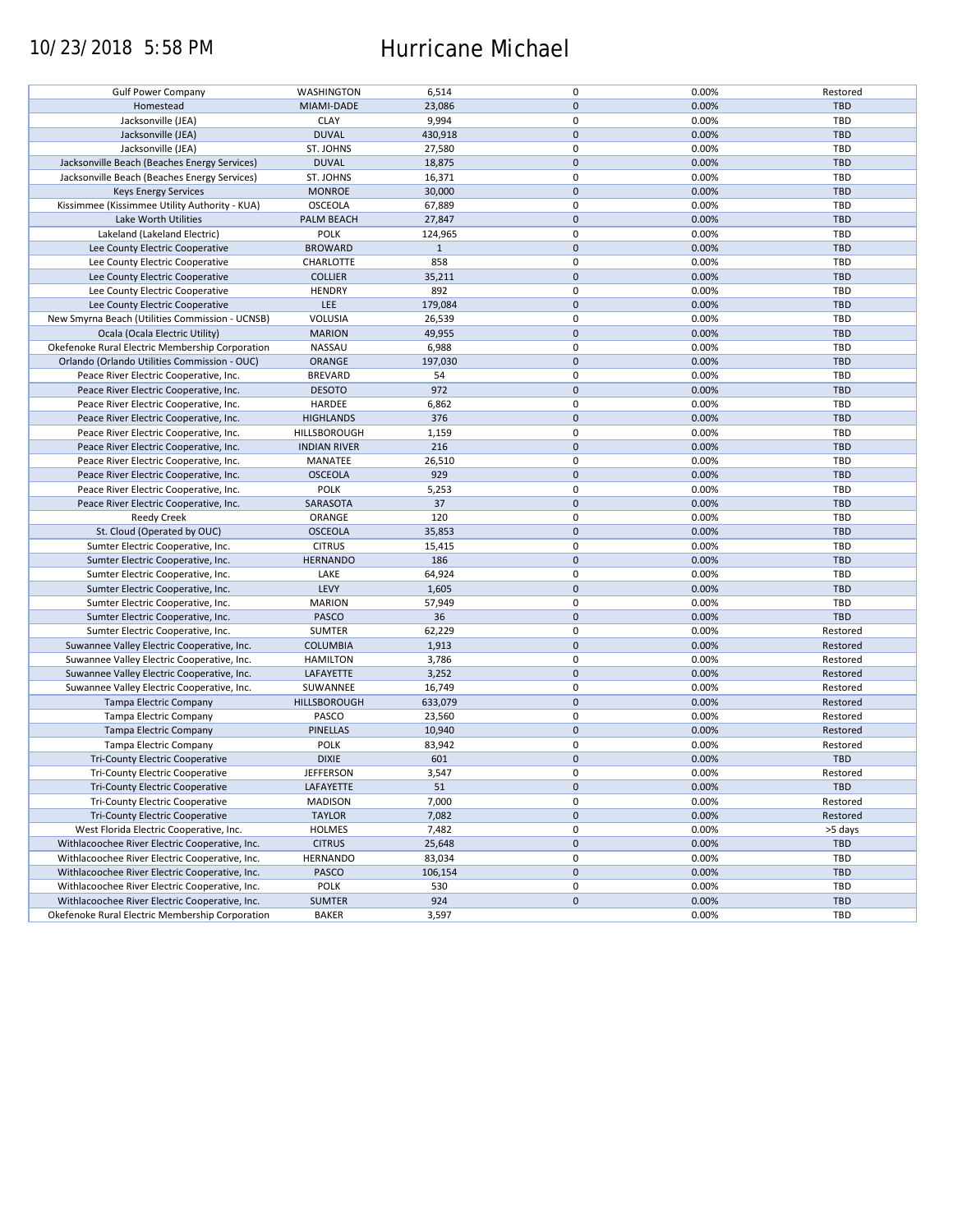# Hurricane Michael

10/23/2018 5:58 PM

| | | | | | |
|---|---|---|---|---|---|
| Gulf Power Company | WASHINGTON | 6,514 | 0 | 0.00% | Restored |
| Homestead | MIAMI-DADE | 23,086 | 0 | 0.00% | TBD |
| Jacksonville (JEA) | CLAY | 9,994 | 0 | 0.00% | TBD |
| Jacksonville (JEA) | DUVAL | 430,918 | 0 | 0.00% | TBD |
| Jacksonville (JEA) | ST. JOHNS | 27,580 | 0 | 0.00% | TBD |
| Jacksonville Beach (Beaches Energy Services) | DUVAL | 18,875 | 0 | 0.00% | TBD |
| Jacksonville Beach (Beaches Energy Services) | ST. JOHNS | 16,371 | 0 | 0.00% | TBD |
| Keys Energy Services | MONROE | 30,000 | 0 | 0.00% | TBD |
| Kissimmee (Kissimmee Utility Authority - KUA) | OSCEOLA | 67,889 | 0 | 0.00% | TBD |
| Lake Worth Utilities | PALM BEACH | 27,847 | 0 | 0.00% | TBD |
| Lakeland (Lakeland Electric) | POLK | 124,965 | 0 | 0.00% | TBD |
| Lee County Electric Cooperative | BROWARD | 1 | 0 | 0.00% | TBD |
| Lee County Electric Cooperative | CHARLOTTE | 858 | 0 | 0.00% | TBD |
| Lee County Electric Cooperative | COLLIER | 35,211 | 0 | 0.00% | TBD |
| Lee County Electric Cooperative | HENDRY | 892 | 0 | 0.00% | TBD |
| Lee County Electric Cooperative | LEE | 179,084 | 0 | 0.00% | TBD |
| New Smyrna Beach (Utilities Commission - UCNSB) | VOLUSIA | 26,539 | 0 | 0.00% | TBD |
| Ocala (Ocala Electric Utility) | MARION | 49,955 | 0 | 0.00% | TBD |
| Okefenoke Rural Electric Membership Corporation | NASSAU | 6,988 | 0 | 0.00% | TBD |
| Orlando (Orlando Utilities Commission - OUC) | ORANGE | 197,030 | 0 | 0.00% | TBD |
| Peace River Electric Cooperative, Inc. | BREVARD | 54 | 0 | 0.00% | TBD |
| Peace River Electric Cooperative, Inc. | DESOTO | 972 | 0 | 0.00% | TBD |
| Peace River Electric Cooperative, Inc. | HARDEE | 6,862 | 0 | 0.00% | TBD |
| Peace River Electric Cooperative, Inc. | HIGHLANDS | 376 | 0 | 0.00% | TBD |
| Peace River Electric Cooperative, Inc. | HILLSBOROUGH | 1,159 | 0 | 0.00% | TBD |
| Peace River Electric Cooperative, Inc. | INDIAN RIVER | 216 | 0 | 0.00% | TBD |
| Peace River Electric Cooperative, Inc. | MANATEE | 26,510 | 0 | 0.00% | TBD |
| Peace River Electric Cooperative, Inc. | OSCEOLA | 929 | 0 | 0.00% | TBD |
| Peace River Electric Cooperative, Inc. | POLK | 5,253 | 0 | 0.00% | TBD |
| Peace River Electric Cooperative, Inc. | SARASOTA | 37 | 0 | 0.00% | TBD |
| Reedy Creek | ORANGE | 120 | 0 | 0.00% | TBD |
| St. Cloud (Operated by OUC) | OSCEOLA | 35,853 | 0 | 0.00% | TBD |
| Sumter Electric Cooperative, Inc. | CITRUS | 15,415 | 0 | 0.00% | TBD |
| Sumter Electric Cooperative, Inc. | HERNANDO | 186 | 0 | 0.00% | TBD |
| Sumter Electric Cooperative, Inc. | LAKE | 64,924 | 0 | 0.00% | TBD |
| Sumter Electric Cooperative, Inc. | LEVY | 1,605 | 0 | 0.00% | TBD |
| Sumter Electric Cooperative, Inc. | MARION | 57,949 | 0 | 0.00% | TBD |
| Sumter Electric Cooperative, Inc. | PASCO | 36 | 0 | 0.00% | TBD |
| Sumter Electric Cooperative, Inc. | SUMTER | 62,229 | 0 | 0.00% | Restored |
| Suwannee Valley Electric Cooperative, Inc. | COLUMBIA | 1,913 | 0 | 0.00% | Restored |
| Suwannee Valley Electric Cooperative, Inc. | HAMILTON | 3,786 | 0 | 0.00% | Restored |
| Suwannee Valley Electric Cooperative, Inc. | LAFAYETTE | 3,252 | 0 | 0.00% | Restored |
| Suwannee Valley Electric Cooperative, Inc. | SUWANNEE | 16,749 | 0 | 0.00% | Restored |
| Tampa Electric Company | HILLSBOROUGH | 633,079 | 0 | 0.00% | Restored |
| Tampa Electric Company | PASCO | 23,560 | 0 | 0.00% | Restored |
| Tampa Electric Company | PINELLAS | 10,940 | 0 | 0.00% | Restored |
| Tampa Electric Company | POLK | 83,942 | 0 | 0.00% | Restored |
| Tri-County Electric Cooperative | DIXIE | 601 | 0 | 0.00% | TBD |
| Tri-County Electric Cooperative | JEFFERSON | 3,547 | 0 | 0.00% | Restored |
| Tri-County Electric Cooperative | LAFAYETTE | 51 | 0 | 0.00% | TBD |
| Tri-County Electric Cooperative | MADISON | 7,000 | 0 | 0.00% | Restored |
| Tri-County Electric Cooperative | TAYLOR | 7,082 | 0 | 0.00% | Restored |
| West Florida Electric Cooperative, Inc. | HOLMES | 7,482 | 0 | 0.00% | >5 days |
| Withlacoochee River Electric Cooperative, Inc. | CITRUS | 25,648 | 0 | 0.00% | TBD |
| Withlacoochee River Electric Cooperative, Inc. | HERNANDO | 83,034 | 0 | 0.00% | TBD |
| Withlacoochee River Electric Cooperative, Inc. | PASCO | 106,154 | 0 | 0.00% | TBD |
| Withlacoochee River Electric Cooperative, Inc. | POLK | 530 | 0 | 0.00% | TBD |
| Withlacoochee River Electric Cooperative, Inc. | SUMTER | 924 | 0 | 0.00% | TBD |
| Okefenoke Rural Electric Membership Corporation | BAKER | 3,597 | | 0.00% | TBD |